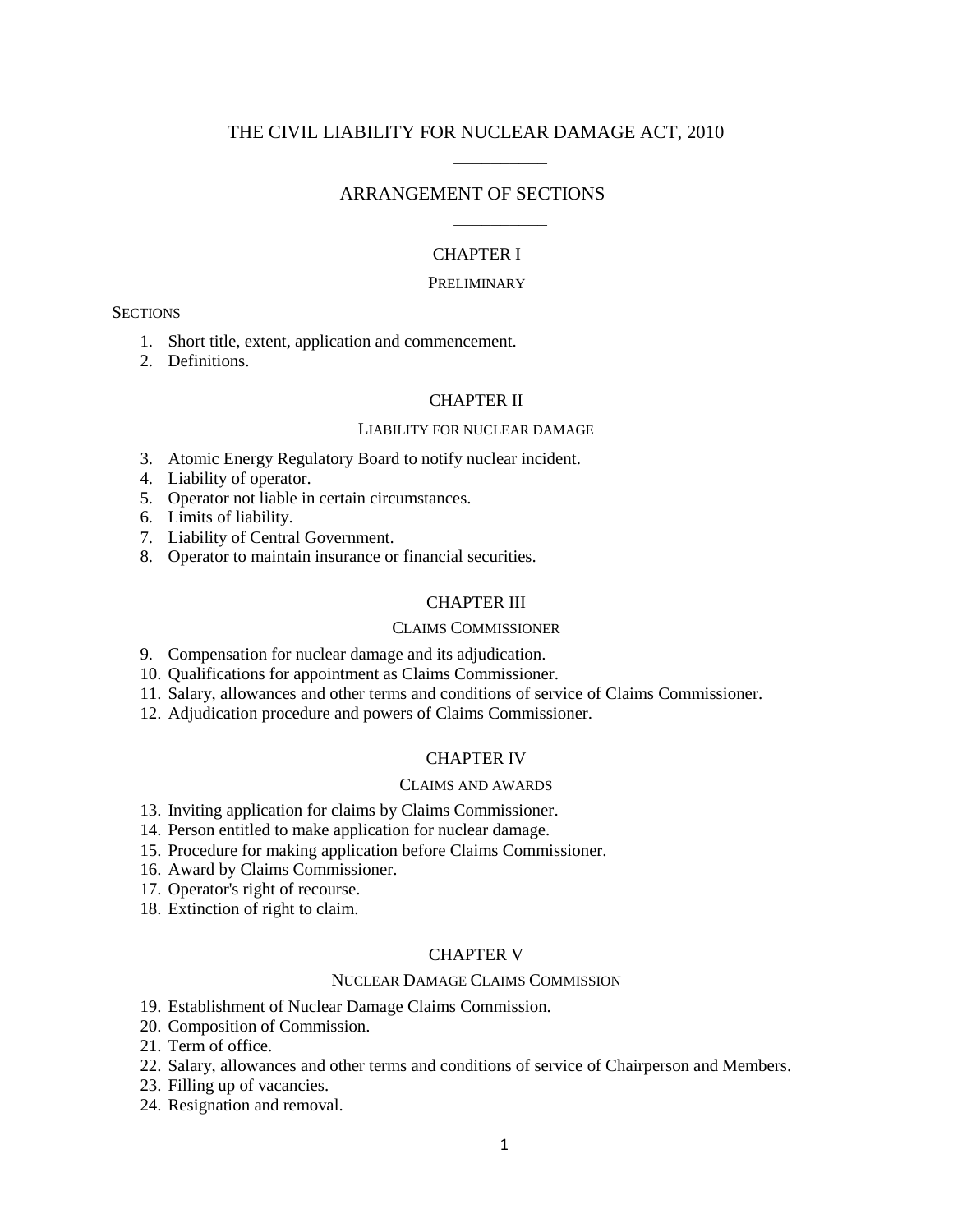# THE CIVIL LIABILITY FOR NUCLEAR DAMAGE ACT, 2010

---

## ARRANGEMENT OF SECTIONS

---

### CHAPTER I

#### PRELIMINARY

SECTIONS

1. Short title, extent, application and commencement.
2. Definitions.

### CHAPTER II

#### LIABILITY FOR NUCLEAR DAMAGE

3. Atomic Energy Regulatory Board to notify nuclear incident.
4. Liability of operator.
5. Operator not liable in certain circumstances.
6. Limits of liability.
7. Liability of Central Government.
8. Operator to maintain insurance or financial securities.

### CHAPTER III

#### CLAIMS COMMISSIONER

9. Compensation for nuclear damage and its adjudication.
10. Qualifications for appointment as Claims Commissioner.
11. Salary, allowances and other terms and conditions of service of Claims Commissioner.
12. Adjudication procedure and powers of Claims Commissioner.

### CHAPTER IV

#### CLAIMS AND AWARDS

13. Inviting application for claims by Claims Commissioner.
14. Person entitled to make application for nuclear damage.
15. Procedure for making application before Claims Commissioner.
16. Award by Claims Commissioner.
17. Operator's right of recourse.
18. Extinction of right to claim.

### CHAPTER V

#### NUCLEAR DAMAGE CLAIMS COMMISSION

19. Establishment of Nuclear Damage Claims Commission.
20. Composition of Commission.
21. Term of office.
22. Salary, allowances and other terms and conditions of service of Chairperson and Members.
23. Filling up of vacancies.
24. Resignation and removal.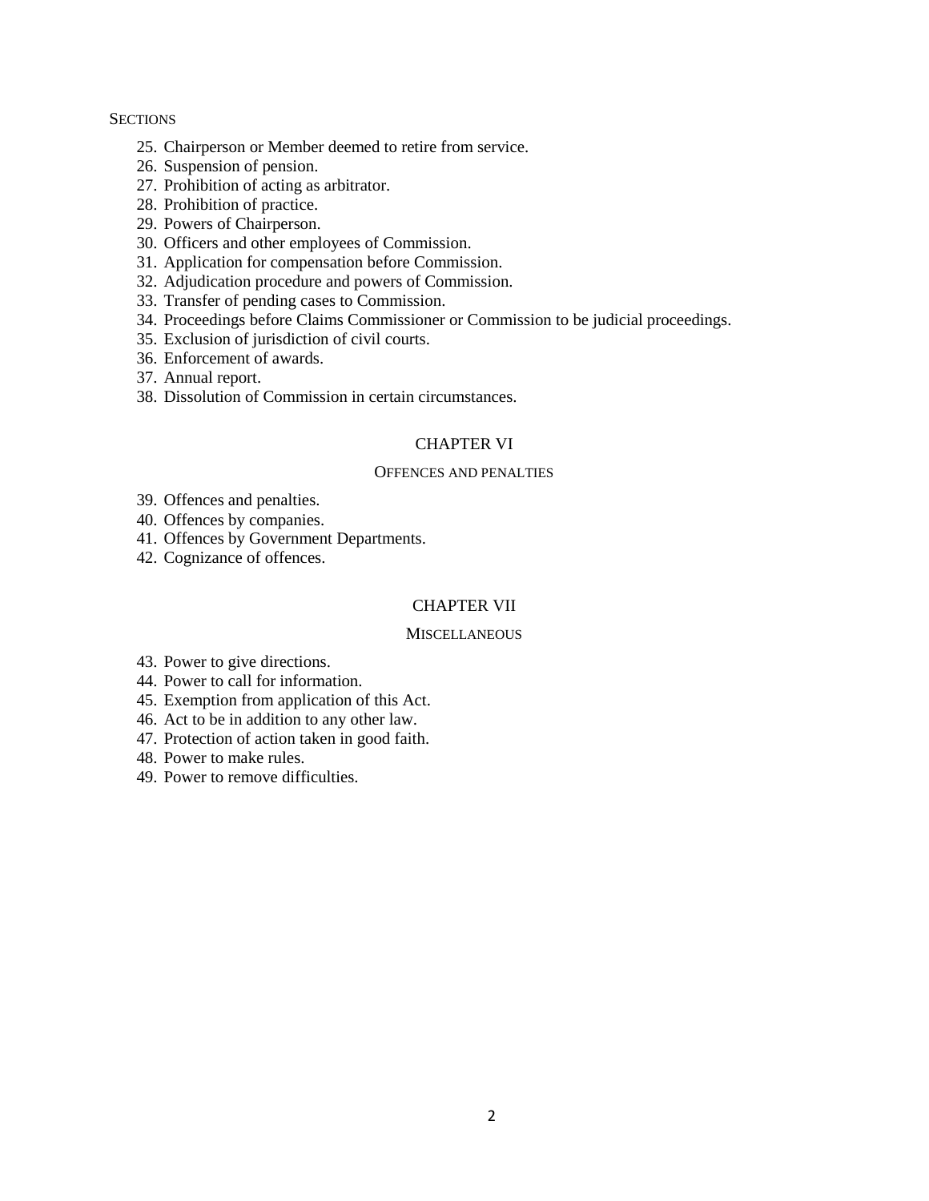SECTIONS

25. Chairperson or Member deemed to retire from service.
26. Suspension of pension.
27. Prohibition of acting as arbitrator.
28. Prohibition of practice.
29. Powers of Chairperson.
30. Officers and other employees of Commission.
31. Application for compensation before Commission.
32. Adjudication procedure and powers of Commission.
33. Transfer of pending cases to Commission.
34. Proceedings before Claims Commissioner or Commission to be judicial proceedings.
35. Exclusion of jurisdiction of civil courts.
36. Enforcement of awards.
37. Annual report.
38. Dissolution of Commission in certain circumstances.

## CHAPTER VI

### OFFENCES AND PENALTIES

39. Offences and penalties.
40. Offences by companies.
41. Offences by Government Departments.
42. Cognizance of offences.

## CHAPTER VII

### MISCELLANEOUS

43. Power to give directions.
44. Power to call for information.
45. Exemption from application of this Act.
46. Act to be in addition to any other law.
47. Protection of action taken in good faith.
48. Power to make rules.
49. Power to remove difficulties.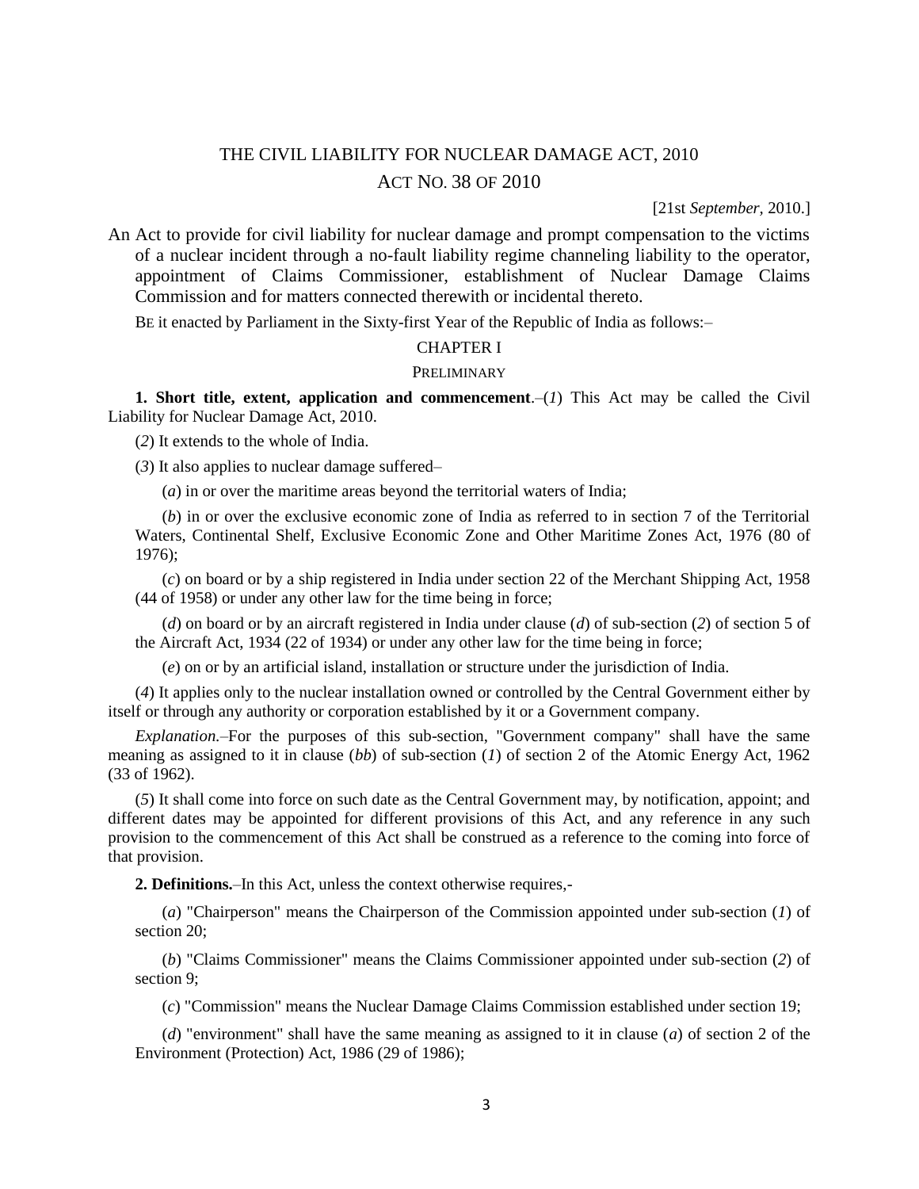# THE CIVIL LIABILITY FOR NUCLEAR DAMAGE ACT, 2010

## ACT NO. 38 OF 2010

[21st *September,* 2010.]

An Act to provide for civil liability for nuclear damage and prompt compensation to the victims of a nuclear incident through a no-fault liability regime channeling liability to the operator, appointment of Claims Commissioner, establishment of Nuclear Damage Claims Commission and for matters connected therewith or incidental thereto.

BE it enacted by Parliament in the Sixty-first Year of the Republic of India as follows:–

### CHAPTER I

### PRELIMINARY

**1. Short title, extent, application and commencement**.–(*1*) This Act may be called the Civil Liability for Nuclear Damage Act, 2010.

(*2*) It extends to the whole of India.

(*3*) It also applies to nuclear damage suffered–

(*a*) in or over the maritime areas beyond the territorial waters of India;

(*b*) in or over the exclusive economic zone of India as referred to in section 7 of the Territorial Waters, Continental Shelf, Exclusive Economic Zone and Other Maritime Zones Act, 1976 (80 of 1976);

(*c*) on board or by a ship registered in India under section 22 of the Merchant Shipping Act, 1958 (44 of 1958) or under any other law for the time being in force;

(*d*) on board or by an aircraft registered in India under clause (*d*) of sub-section (*2*) of section 5 of the Aircraft Act, 1934 (22 of 1934) or under any other law for the time being in force;

(*e*) on or by an artificial island, installation or structure under the jurisdiction of India.

(*4*) It applies only to the nuclear installation owned or controlled by the Central Government either by itself or through any authority or corporation established by it or a Government company.

*Explanation.*–For the purposes of this sub-section, "Government company" shall have the same meaning as assigned to it in clause (*bb*) of sub-section (*1*) of section 2 of the Atomic Energy Act, 1962 (33 of 1962).

(*5*) It shall come into force on such date as the Central Government may, by notification, appoint; and different dates may be appointed for different provisions of this Act, and any reference in any such provision to the commencement of this Act shall be construed as a reference to the coming into force of that provision.

**2. Definitions.**–In this Act, unless the context otherwise requires,-

(*a*) "Chairperson" means the Chairperson of the Commission appointed under sub-section (*1*) of section 20;

(*b*) "Claims Commissioner" means the Claims Commissioner appointed under sub-section (*2*) of section 9;

(*c*) "Commission" means the Nuclear Damage Claims Commission established under section 19;

(*d*) "environment" shall have the same meaning as assigned to it in clause (*a*) of section 2 of the Environment (Protection) Act, 1986 (29 of 1986);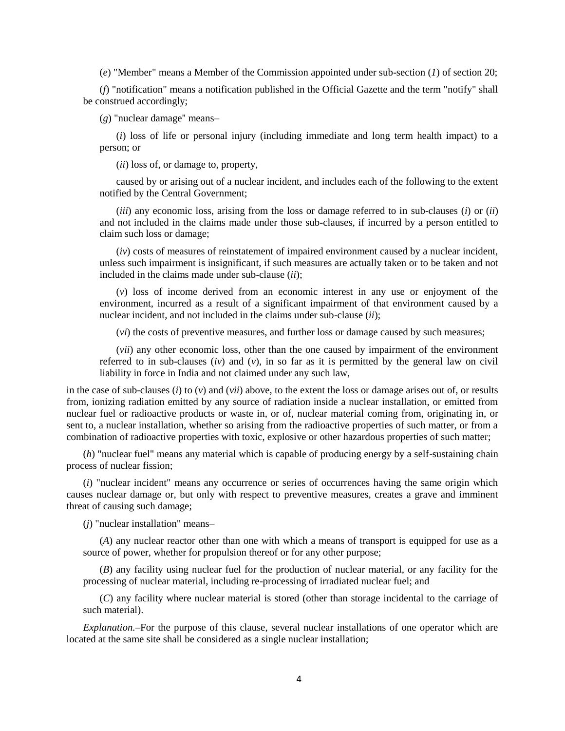(*e*) "Member" means a Member of the Commission appointed under sub-section (*1*) of section 20;

(*f*) "notification" means a notification published in the Official Gazette and the term "notify" shall be construed accordingly;

(*g*) "nuclear damage" means–

(*i*) loss of life or personal injury (including immediate and long term health impact) to a person; or

(*ii*) loss of, or damage to, property,

caused by or arising out of a nuclear incident, and includes each of the following to the extent notified by the Central Government;

(*iii*) any economic loss, arising from the loss or damage referred to in sub-clauses (*i*) or (*ii*) and not included in the claims made under those sub-clauses, if incurred by a person entitled to claim such loss or damage;

(*iv*) costs of measures of reinstatement of impaired environment caused by a nuclear incident, unless such impairment is insignificant, if such measures are actually taken or to be taken and not included in the claims made under sub-clause (*ii*);

(*v*) loss of income derived from an economic interest in any use or enjoyment of the environment, incurred as a result of a significant impairment of that environment caused by a nuclear incident, and not included in the claims under sub-clause (*ii*);

(*vi*) the costs of preventive measures, and further loss or damage caused by such measures;

(*vii*) any other economic loss, other than the one caused by impairment of the environment referred to in sub-clauses (*iv*) and (*v*), in so far as it is permitted by the general law on civil liability in force in India and not claimed under any such law,

in the case of sub-clauses (*i*) to (*v*) and (*vii*) above, to the extent the loss or damage arises out of, or results from, ionizing radiation emitted by any source of radiation inside a nuclear installation, or emitted from nuclear fuel or radioactive products or waste in, or of, nuclear material coming from, originating in, or sent to, a nuclear installation, whether so arising from the radioactive properties of such matter, or from a combination of radioactive properties with toxic, explosive or other hazardous properties of such matter;

(*h*) "nuclear fuel" means any material which is capable of producing energy by a self-sustaining chain process of nuclear fission;

(*i*) "nuclear incident" means any occurrence or series of occurrences having the same origin which causes nuclear damage or, but only with respect to preventive measures, creates a grave and imminent threat of causing such damage;

(*j*) "nuclear installation" means–

(*A*) any nuclear reactor other than one with which a means of transport is equipped for use as a source of power, whether for propulsion thereof or for any other purpose;

(*B*) any facility using nuclear fuel for the production of nuclear material, or any facility for the processing of nuclear material, including re-processing of irradiated nuclear fuel; and

(*C*) any facility where nuclear material is stored (other than storage incidental to the carriage of such material).

*Explanation.*–For the purpose of this clause, several nuclear installations of one operator which are located at the same site shall be considered as a single nuclear installation;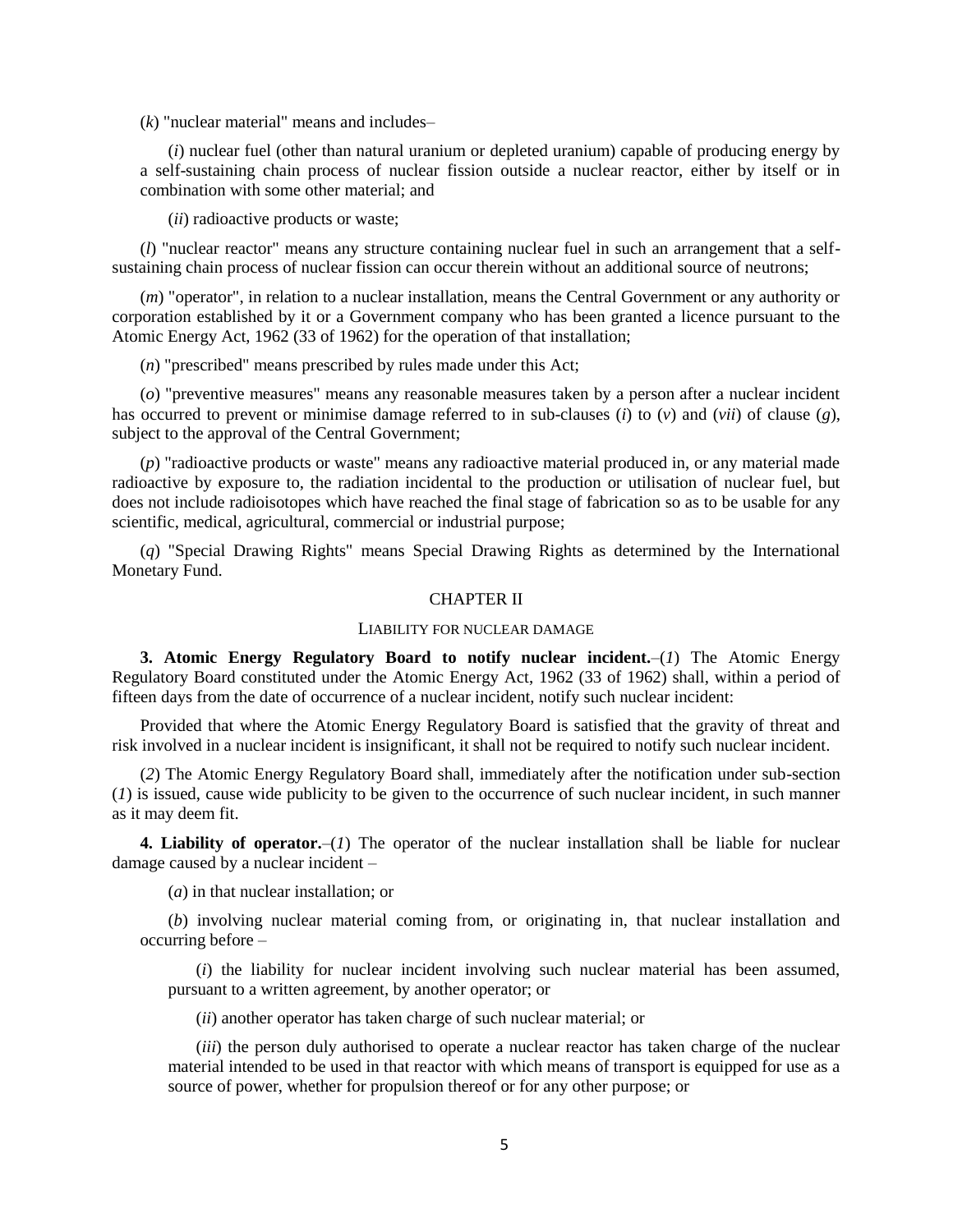(*k*) "nuclear material" means and includes–

(*i*) nuclear fuel (other than natural uranium or depleted uranium) capable of producing energy by a self-sustaining chain process of nuclear fission outside a nuclear reactor, either by itself or in combination with some other material; and

(*ii*) radioactive products or waste;

(*l*) "nuclear reactor" means any structure containing nuclear fuel in such an arrangement that a self-sustaining chain process of nuclear fission can occur therein without an additional source of neutrons;

(*m*) "operator", in relation to a nuclear installation, means the Central Government or any authority or corporation established by it or a Government company who has been granted a licence pursuant to the Atomic Energy Act, 1962 (33 of 1962) for the operation of that installation;

(*n*) "prescribed" means prescribed by rules made under this Act;

(*o*) "preventive measures" means any reasonable measures taken by a person after a nuclear incident has occurred to prevent or minimise damage referred to in sub-clauses (*i*) to (*v*) and (*vii*) of clause (*g*), subject to the approval of the Central Government;

(*p*) "radioactive products or waste" means any radioactive material produced in, or any material made radioactive by exposure to, the radiation incidental to the production or utilisation of nuclear fuel, but does not include radioisotopes which have reached the final stage of fabrication so as to be usable for any scientific, medical, agricultural, commercial or industrial purpose;

(*q*) "Special Drawing Rights" means Special Drawing Rights as determined by the International Monetary Fund.

## CHAPTER II

### LIABILITY FOR NUCLEAR DAMAGE

**3. Atomic Energy Regulatory Board to notify nuclear incident.**–(*1*) The Atomic Energy Regulatory Board constituted under the Atomic Energy Act, 1962 (33 of 1962) shall, within a period of fifteen days from the date of occurrence of a nuclear incident, notify such nuclear incident:

Provided that where the Atomic Energy Regulatory Board is satisfied that the gravity of threat and risk involved in a nuclear incident is insignificant, it shall not be required to notify such nuclear incident.

(*2*) The Atomic Energy Regulatory Board shall, immediately after the notification under sub-section (*1*) is issued, cause wide publicity to be given to the occurrence of such nuclear incident, in such manner as it may deem fit.

**4. Liability of operator.**–(*1*) The operator of the nuclear installation shall be liable for nuclear damage caused by a nuclear incident –

(*a*) in that nuclear installation; or

(*b*) involving nuclear material coming from, or originating in, that nuclear installation and occurring before –

(*i*) the liability for nuclear incident involving such nuclear material has been assumed, pursuant to a written agreement, by another operator; or

(*ii*) another operator has taken charge of such nuclear material; or

(*iii*) the person duly authorised to operate a nuclear reactor has taken charge of the nuclear material intended to be used in that reactor with which means of transport is equipped for use as a source of power, whether for propulsion thereof or for any other purpose; or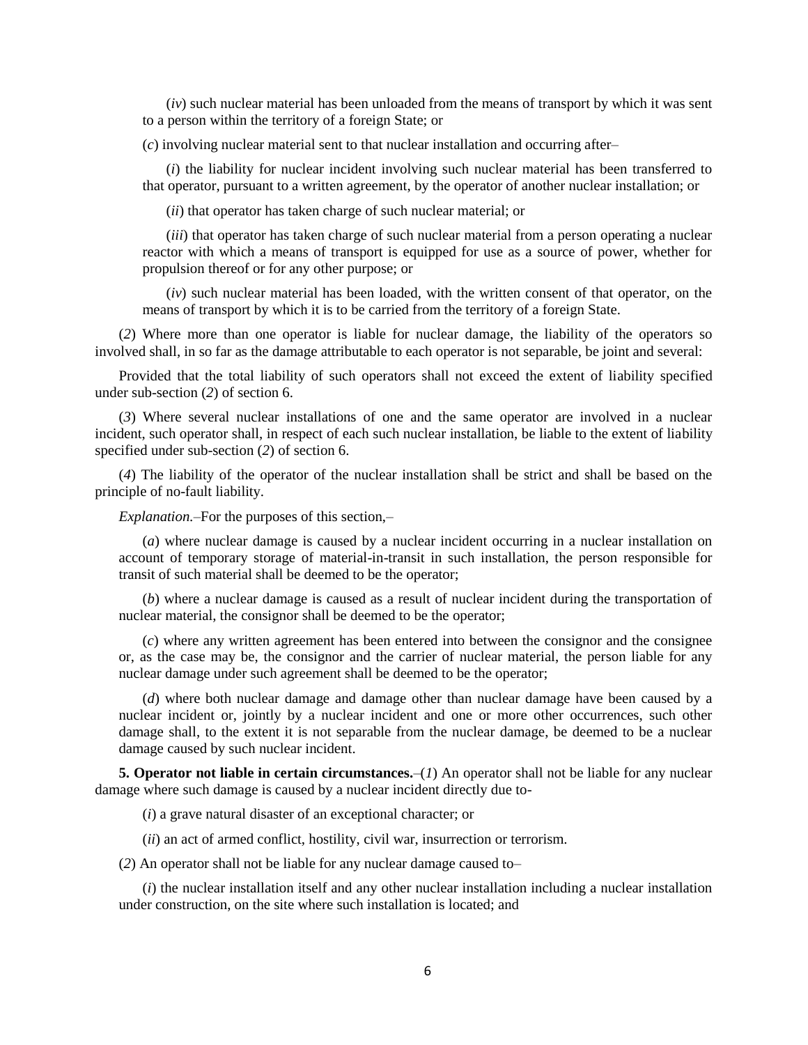(*iv*) such nuclear material has been unloaded from the means of transport by which it was sent to a person within the territory of a foreign State; or

(*c*) involving nuclear material sent to that nuclear installation and occurring after–

(*i*) the liability for nuclear incident involving such nuclear material has been transferred to that operator, pursuant to a written agreement, by the operator of another nuclear installation; or

(*ii*) that operator has taken charge of such nuclear material; or

(*iii*) that operator has taken charge of such nuclear material from a person operating a nuclear reactor with which a means of transport is equipped for use as a source of power, whether for propulsion thereof or for any other purpose; or

(*iv*) such nuclear material has been loaded, with the written consent of that operator, on the means of transport by which it is to be carried from the territory of a foreign State.

(*2*) Where more than one operator is liable for nuclear damage, the liability of the operators so involved shall, in so far as the damage attributable to each operator is not separable, be joint and several:

Provided that the total liability of such operators shall not exceed the extent of liability specified under sub-section (*2*) of section 6.

(*3*) Where several nuclear installations of one and the same operator are involved in a nuclear incident, such operator shall, in respect of each such nuclear installation, be liable to the extent of liability specified under sub-section (*2*) of section 6.

(*4*) The liability of the operator of the nuclear installation shall be strict and shall be based on the principle of no-fault liability.

*Explanation.*–For the purposes of this section,–

(*a*) where nuclear damage is caused by a nuclear incident occurring in a nuclear installation on account of temporary storage of material-in-transit in such installation, the person responsible for transit of such material shall be deemed to be the operator;

(*b*) where a nuclear damage is caused as a result of nuclear incident during the transportation of nuclear material, the consignor shall be deemed to be the operator;

(*c*) where any written agreement has been entered into between the consignor and the consignee or, as the case may be, the consignor and the carrier of nuclear material, the person liable for any nuclear damage under such agreement shall be deemed to be the operator;

(*d*) where both nuclear damage and damage other than nuclear damage have been caused by a nuclear incident or, jointly by a nuclear incident and one or more other occurrences, such other damage shall, to the extent it is not separable from the nuclear damage, be deemed to be a nuclear damage caused by such nuclear incident.

**5. Operator not liable in certain circumstances.**–(*1*) An operator shall not be liable for any nuclear damage where such damage is caused by a nuclear incident directly due to-

(*i*) a grave natural disaster of an exceptional character; or

(*ii*) an act of armed conflict, hostility, civil war, insurrection or terrorism.

(*2*) An operator shall not be liable for any nuclear damage caused to–

(*i*) the nuclear installation itself and any other nuclear installation including a nuclear installation under construction, on the site where such installation is located; and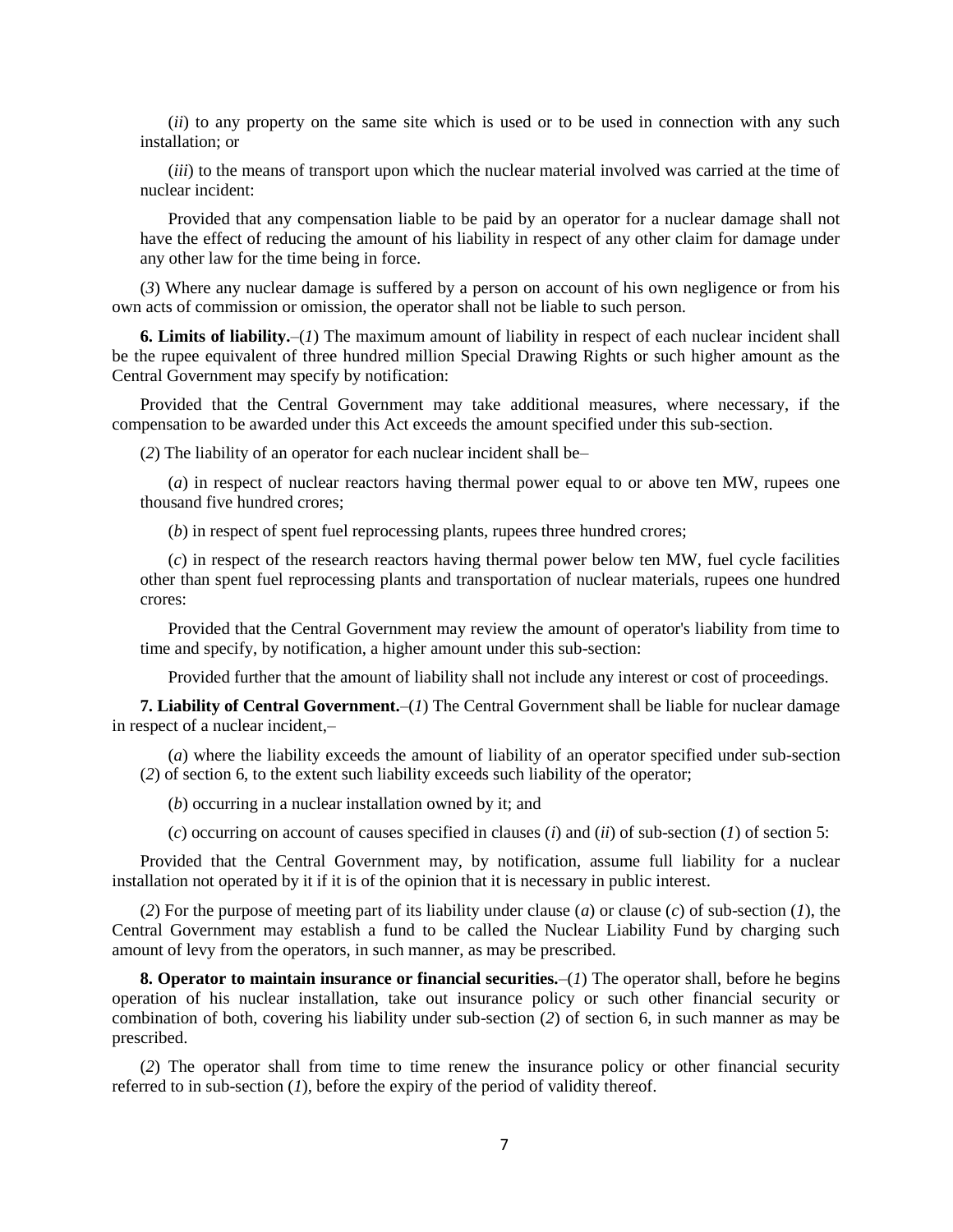(*ii*) to any property on the same site which is used or to be used in connection with any such installation; or

(*iii*) to the means of transport upon which the nuclear material involved was carried at the time of nuclear incident:

Provided that any compensation liable to be paid by an operator for a nuclear damage shall not have the effect of reducing the amount of his liability in respect of any other claim for damage under any other law for the time being in force.

(*3*) Where any nuclear damage is suffered by a person on account of his own negligence or from his own acts of commission or omission, the operator shall not be liable to such person.

**6. Limits of liability.**–(*1*) The maximum amount of liability in respect of each nuclear incident shall be the rupee equivalent of three hundred million Special Drawing Rights or such higher amount as the Central Government may specify by notification:

Provided that the Central Government may take additional measures, where necessary, if the compensation to be awarded under this Act exceeds the amount specified under this sub-section.

(*2*) The liability of an operator for each nuclear incident shall be–

(*a*) in respect of nuclear reactors having thermal power equal to or above ten MW, rupees one thousand five hundred crores;

(*b*) in respect of spent fuel reprocessing plants, rupees three hundred crores;

(*c*) in respect of the research reactors having thermal power below ten MW, fuel cycle facilities other than spent fuel reprocessing plants and transportation of nuclear materials, rupees one hundred crores:

Provided that the Central Government may review the amount of operator's liability from time to time and specify, by notification, a higher amount under this sub-section:

Provided further that the amount of liability shall not include any interest or cost of proceedings.

**7. Liability of Central Government.**–(*1*) The Central Government shall be liable for nuclear damage in respect of a nuclear incident,–

(*a*) where the liability exceeds the amount of liability of an operator specified under sub-section (*2*) of section 6, to the extent such liability exceeds such liability of the operator;

(*b*) occurring in a nuclear installation owned by it; and

(*c*) occurring on account of causes specified in clauses (*i*) and (*ii*) of sub-section (*1*) of section 5:

Provided that the Central Government may, by notification, assume full liability for a nuclear installation not operated by it if it is of the opinion that it is necessary in public interest.

(*2*) For the purpose of meeting part of its liability under clause (*a*) or clause (*c*) of sub-section (*1*), the Central Government may establish a fund to be called the Nuclear Liability Fund by charging such amount of levy from the operators, in such manner, as may be prescribed.

**8. Operator to maintain insurance or financial securities.**–(*1*) The operator shall, before he begins operation of his nuclear installation, take out insurance policy or such other financial security or combination of both, covering his liability under sub-section (*2*) of section 6, in such manner as may be prescribed.

(*2*) The operator shall from time to time renew the insurance policy or other financial security referred to in sub-section (*1*), before the expiry of the period of validity thereof.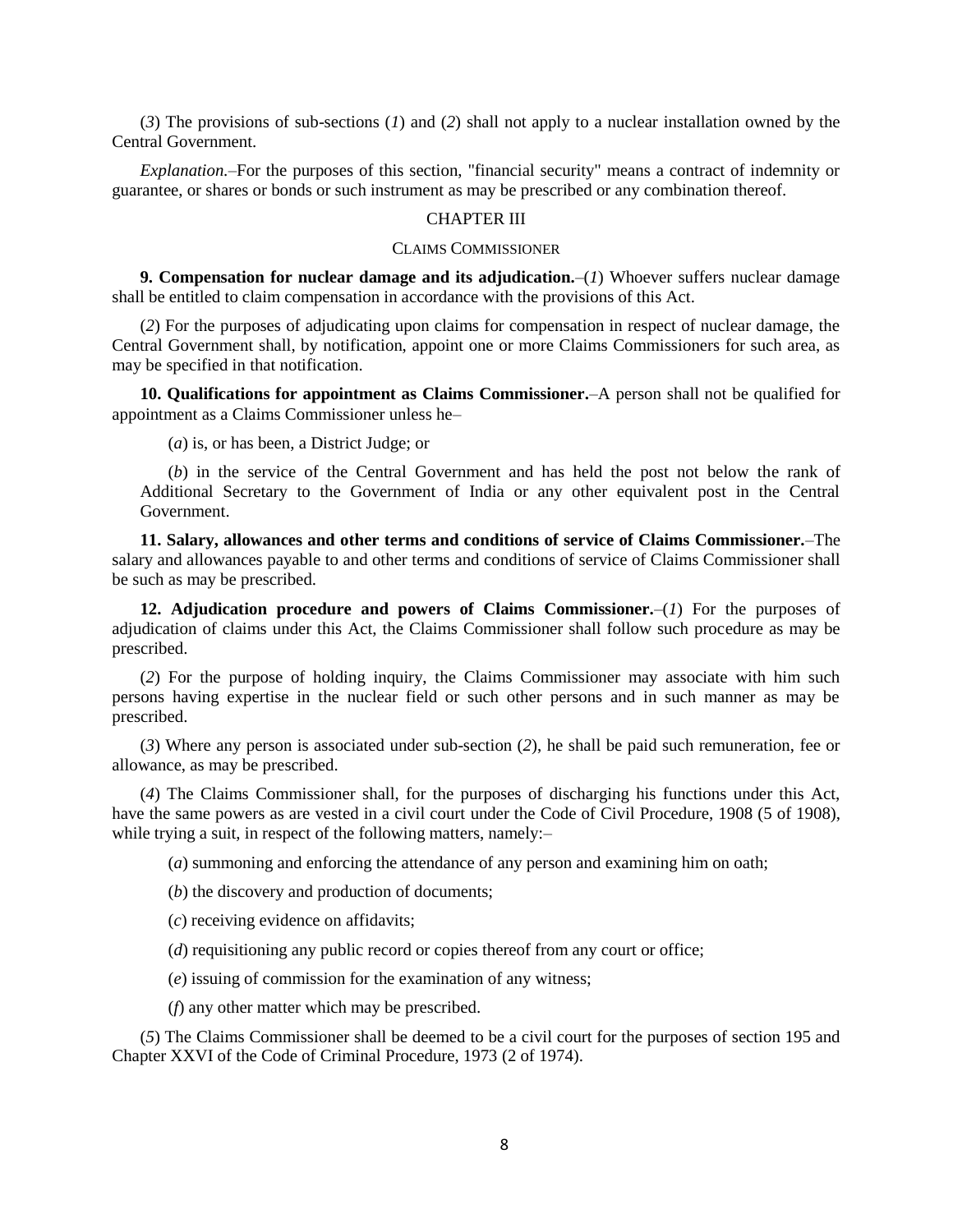(*3*) The provisions of sub-sections (*1*) and (*2*) shall not apply to a nuclear installation owned by the Central Government.

*Explanation.*–For the purposes of this section, "financial security" means a contract of indemnity or guarantee, or shares or bonds or such instrument as may be prescribed or any combination thereof.

## CHAPTER III

### CLAIMS COMMISSIONER

**9. Compensation for nuclear damage and its adjudication.**–(*1*) Whoever suffers nuclear damage shall be entitled to claim compensation in accordance with the provisions of this Act.

(*2*) For the purposes of adjudicating upon claims for compensation in respect of nuclear damage, the Central Government shall, by notification, appoint one or more Claims Commissioners for such area, as may be specified in that notification.

**10. Qualifications for appointment as Claims Commissioner.**–A person shall not be qualified for appointment as a Claims Commissioner unless he–

(*a*) is, or has been, a District Judge; or

(*b*) in the service of the Central Government and has held the post not below the rank of Additional Secretary to the Government of India or any other equivalent post in the Central Government.

**11. Salary, allowances and other terms and conditions of service of Claims Commissioner.**–The salary and allowances payable to and other terms and conditions of service of Claims Commissioner shall be such as may be prescribed.

**12. Adjudication procedure and powers of Claims Commissioner.**–(*1*) For the purposes of adjudication of claims under this Act, the Claims Commissioner shall follow such procedure as may be prescribed.

(*2*) For the purpose of holding inquiry, the Claims Commissioner may associate with him such persons having expertise in the nuclear field or such other persons and in such manner as may be prescribed.

(*3*) Where any person is associated under sub-section (*2*), he shall be paid such remuneration, fee or allowance, as may be prescribed.

(*4*) The Claims Commissioner shall, for the purposes of discharging his functions under this Act, have the same powers as are vested in a civil court under the Code of Civil Procedure, 1908 (5 of 1908), while trying a suit, in respect of the following matters, namely:–

(*a*) summoning and enforcing the attendance of any person and examining him on oath;

(*b*) the discovery and production of documents;

(*c*) receiving evidence on affidavits;

(*d*) requisitioning any public record or copies thereof from any court or office;

(*e*) issuing of commission for the examination of any witness;

(*f*) any other matter which may be prescribed.

(*5*) The Claims Commissioner shall be deemed to be a civil court for the purposes of section 195 and Chapter XXVI of the Code of Criminal Procedure, 1973 (2 of 1974).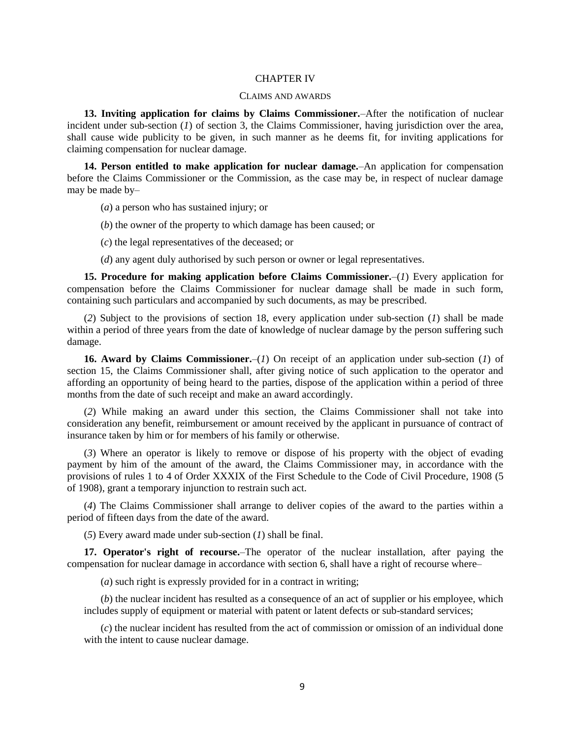## CHAPTER IV

### CLAIMS AND AWARDS

**13. Inviting application for claims by Claims Commissioner.**–After the notification of nuclear incident under sub-section (*1*) of section 3, the Claims Commissioner, having jurisdiction over the area, shall cause wide publicity to be given, in such manner as he deems fit, for inviting applications for claiming compensation for nuclear damage.

**14. Person entitled to make application for nuclear damage.**–An application for compensation before the Claims Commissioner or the Commission, as the case may be, in respect of nuclear damage may be made by–

(*a*) a person who has sustained injury; or

(*b*) the owner of the property to which damage has been caused; or

(*c*) the legal representatives of the deceased; or

(*d*) any agent duly authorised by such person or owner or legal representatives.

**15. Procedure for making application before Claims Commissioner.**–(*1*) Every application for compensation before the Claims Commissioner for nuclear damage shall be made in such form, containing such particulars and accompanied by such documents, as may be prescribed.

(*2*) Subject to the provisions of section 18, every application under sub-section (*1*) shall be made within a period of three years from the date of knowledge of nuclear damage by the person suffering such damage.

**16. Award by Claims Commissioner.**–(*1*) On receipt of an application under sub-section (*1*) of section 15, the Claims Commissioner shall, after giving notice of such application to the operator and affording an opportunity of being heard to the parties, dispose of the application within a period of three months from the date of such receipt and make an award accordingly.

(*2*) While making an award under this section, the Claims Commissioner shall not take into consideration any benefit, reimbursement or amount received by the applicant in pursuance of contract of insurance taken by him or for members of his family or otherwise.

(*3*) Where an operator is likely to remove or dispose of his property with the object of evading payment by him of the amount of the award, the Claims Commissioner may, in accordance with the provisions of rules 1 to 4 of Order XXXIX of the First Schedule to the Code of Civil Procedure, 1908 (5 of 1908), grant a temporary injunction to restrain such act.

(*4*) The Claims Commissioner shall arrange to deliver copies of the award to the parties within a period of fifteen days from the date of the award.

(*5*) Every award made under sub-section (*1*) shall be final.

**17. Operator's right of recourse.**–The operator of the nuclear installation, after paying the compensation for nuclear damage in accordance with section 6, shall have a right of recourse where–

(*a*) such right is expressly provided for in a contract in writing;

(*b*) the nuclear incident has resulted as a consequence of an act of supplier or his employee, which includes supply of equipment or material with patent or latent defects or sub-standard services;

(*c*) the nuclear incident has resulted from the act of commission or omission of an individual done with the intent to cause nuclear damage.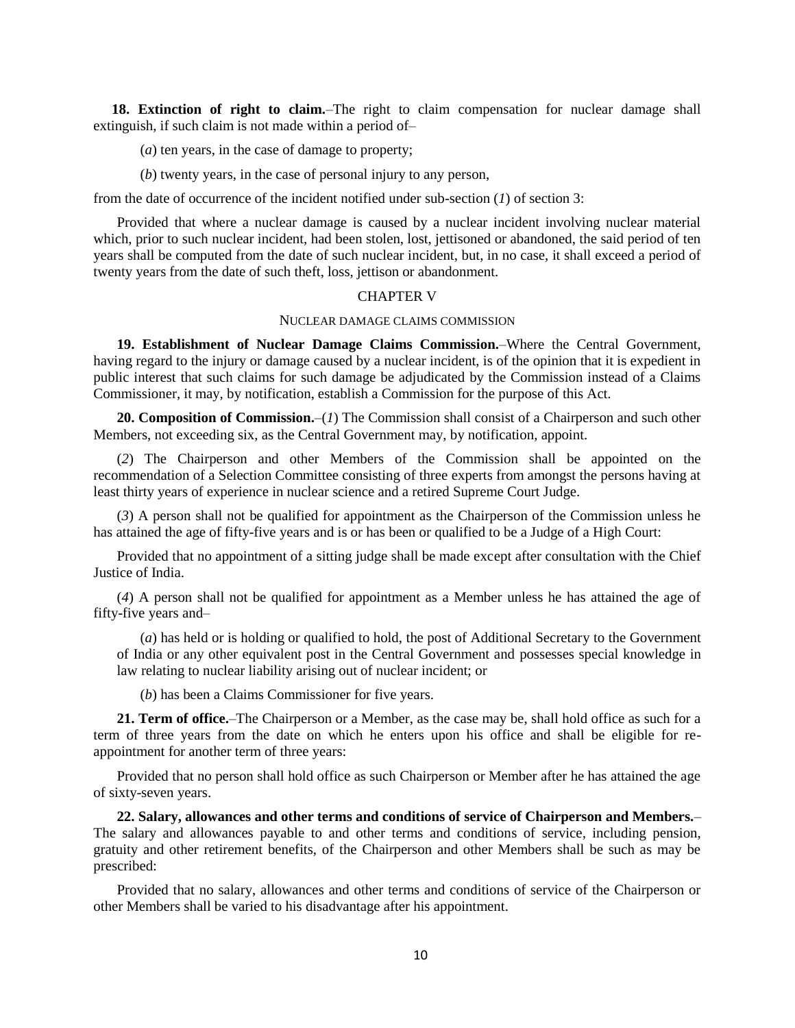**18. Extinction of right to claim.**–The right to claim compensation for nuclear damage shall extinguish, if such claim is not made within a period of–

(*a*) ten years, in the case of damage to property;

(*b*) twenty years, in the case of personal injury to any person,

from the date of occurrence of the incident notified under sub-section (*1*) of section 3:

Provided that where a nuclear damage is caused by a nuclear incident involving nuclear material which, prior to such nuclear incident, had been stolen, lost, jettisoned or abandoned, the said period of ten years shall be computed from the date of such nuclear incident, but, in no case, it shall exceed a period of twenty years from the date of such theft, loss, jettison or abandonment.

## CHAPTER V

### NUCLEAR DAMAGE CLAIMS COMMISSION

**19. Establishment of Nuclear Damage Claims Commission.**–Where the Central Government, having regard to the injury or damage caused by a nuclear incident, is of the opinion that it is expedient in public interest that such claims for such damage be adjudicated by the Commission instead of a Claims Commissioner, it may, by notification, establish a Commission for the purpose of this Act.

**20. Composition of Commission.**–(*1*) The Commission shall consist of a Chairperson and such other Members, not exceeding six, as the Central Government may, by notification, appoint.

(*2*) The Chairperson and other Members of the Commission shall be appointed on the recommendation of a Selection Committee consisting of three experts from amongst the persons having at least thirty years of experience in nuclear science and a retired Supreme Court Judge.

(*3*) A person shall not be qualified for appointment as the Chairperson of the Commission unless he has attained the age of fifty-five years and is or has been or qualified to be a Judge of a High Court:

Provided that no appointment of a sitting judge shall be made except after consultation with the Chief Justice of India.

(*4*) A person shall not be qualified for appointment as a Member unless he has attained the age of fifty-five years and–

(*a*) has held or is holding or qualified to hold, the post of Additional Secretary to the Government of India or any other equivalent post in the Central Government and possesses special knowledge in law relating to nuclear liability arising out of nuclear incident; or

(*b*) has been a Claims Commissioner for five years.

**21. Term of office.**–The Chairperson or a Member, as the case may be, shall hold office as such for a term of three years from the date on which he enters upon his office and shall be eligible for re-appointment for another term of three years:

Provided that no person shall hold office as such Chairperson or Member after he has attained the age of sixty-seven years.

**22. Salary, allowances and other terms and conditions of service of Chairperson and Members.**–The salary and allowances payable to and other terms and conditions of service, including pension, gratuity and other retirement benefits, of the Chairperson and other Members shall be such as may be prescribed:

Provided that no salary, allowances and other terms and conditions of service of the Chairperson or other Members shall be varied to his disadvantage after his appointment.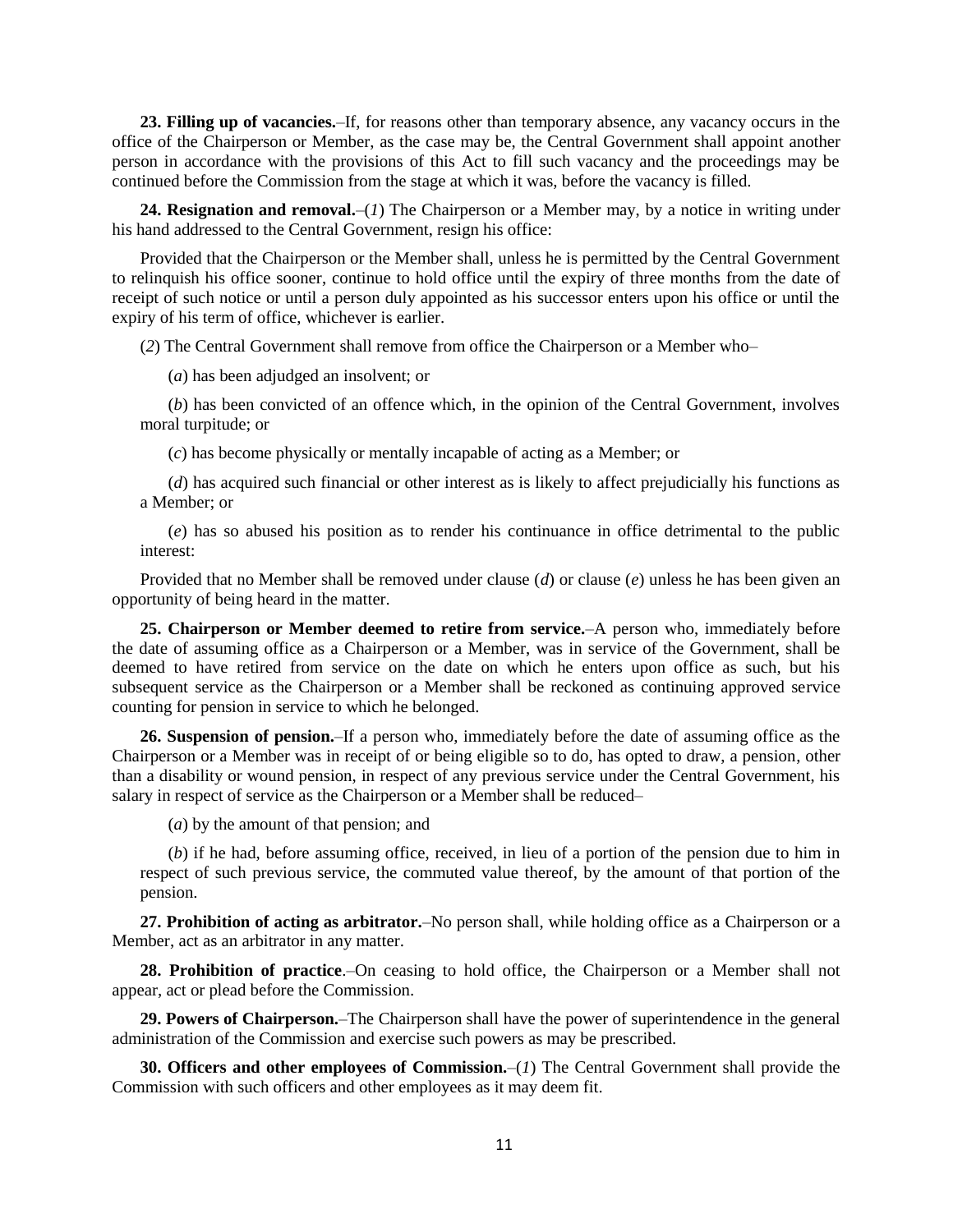**23. Filling up of vacancies.**–If, for reasons other than temporary absence, any vacancy occurs in the office of the Chairperson or Member, as the case may be, the Central Government shall appoint another person in accordance with the provisions of this Act to fill such vacancy and the proceedings may be continued before the Commission from the stage at which it was, before the vacancy is filled.

**24. Resignation and removal.**–(*1*) The Chairperson or a Member may, by a notice in writing under his hand addressed to the Central Government, resign his office:

Provided that the Chairperson or the Member shall, unless he is permitted by the Central Government to relinquish his office sooner, continue to hold office until the expiry of three months from the date of receipt of such notice or until a person duly appointed as his successor enters upon his office or until the expiry of his term of office, whichever is earlier.

(*2*) The Central Government shall remove from office the Chairperson or a Member who–

(*a*) has been adjudged an insolvent; or

(*b*) has been convicted of an offence which, in the opinion of the Central Government, involves moral turpitude; or

(*c*) has become physically or mentally incapable of acting as a Member; or

(*d*) has acquired such financial or other interest as is likely to affect prejudicially his functions as a Member; or

(*e*) has so abused his position as to render his continuance in office detrimental to the public interest:

Provided that no Member shall be removed under clause (*d*) or clause (*e*) unless he has been given an opportunity of being heard in the matter.

**25. Chairperson or Member deemed to retire from service.**–A person who, immediately before the date of assuming office as a Chairperson or a Member, was in service of the Government, shall be deemed to have retired from service on the date on which he enters upon office as such, but his subsequent service as the Chairperson or a Member shall be reckoned as continuing approved service counting for pension in service to which he belonged.

**26. Suspension of pension.**–If a person who, immediately before the date of assuming office as the Chairperson or a Member was in receipt of or being eligible so to do, has opted to draw, a pension, other than a disability or wound pension, in respect of any previous service under the Central Government, his salary in respect of service as the Chairperson or a Member shall be reduced–

(*a*) by the amount of that pension; and

(*b*) if he had, before assuming office, received, in lieu of a portion of the pension due to him in respect of such previous service, the commuted value thereof, by the amount of that portion of the pension.

**27. Prohibition of acting as arbitrator.**–No person shall, while holding office as a Chairperson or a Member, act as an arbitrator in any matter.

**28. Prohibition of practice**.–On ceasing to hold office, the Chairperson or a Member shall not appear, act or plead before the Commission.

**29. Powers of Chairperson.**–The Chairperson shall have the power of superintendence in the general administration of the Commission and exercise such powers as may be prescribed.

**30. Officers and other employees of Commission.**–(*1*) The Central Government shall provide the Commission with such officers and other employees as it may deem fit.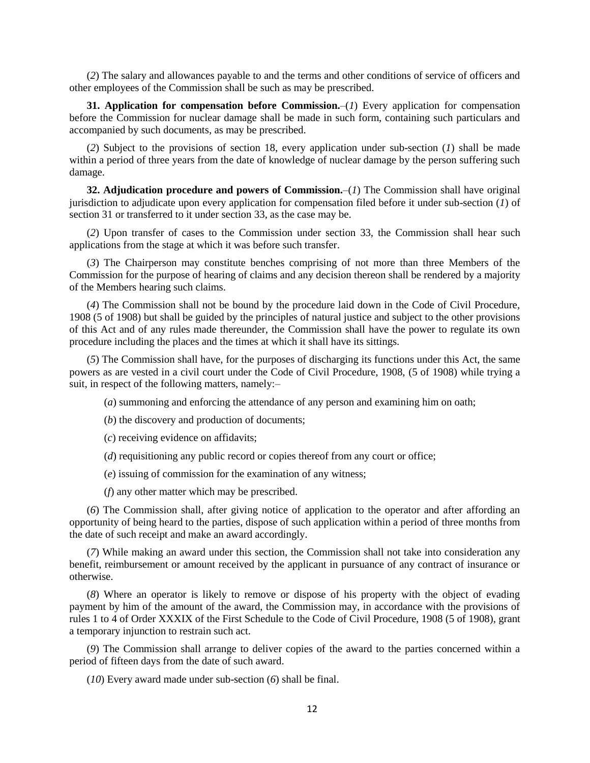(*2*) The salary and allowances payable to and the terms and other conditions of service of officers and other employees of the Commission shall be such as may be prescribed.

**31. Application for compensation before Commission.**–(*1*) Every application for compensation before the Commission for nuclear damage shall be made in such form, containing such particulars and accompanied by such documents, as may be prescribed.

(*2*) Subject to the provisions of section 18, every application under sub-section (*1*) shall be made within a period of three years from the date of knowledge of nuclear damage by the person suffering such damage.

**32. Adjudication procedure and powers of Commission.**–(*1*) The Commission shall have original jurisdiction to adjudicate upon every application for compensation filed before it under sub-section (*1*) of section 31 or transferred to it under section 33, as the case may be.

(*2*) Upon transfer of cases to the Commission under section 33, the Commission shall hear such applications from the stage at which it was before such transfer.

(*3*) The Chairperson may constitute benches comprising of not more than three Members of the Commission for the purpose of hearing of claims and any decision thereon shall be rendered by a majority of the Members hearing such claims.

(*4*) The Commission shall not be bound by the procedure laid down in the Code of Civil Procedure, 1908 (5 of 1908) but shall be guided by the principles of natural justice and subject to the other provisions of this Act and of any rules made thereunder, the Commission shall have the power to regulate its own procedure including the places and the times at which it shall have its sittings.

(*5*) The Commission shall have, for the purposes of discharging its functions under this Act, the same powers as are vested in a civil court under the Code of Civil Procedure, 1908, (5 of 1908) while trying a suit, in respect of the following matters, namely:–

(*a*) summoning and enforcing the attendance of any person and examining him on oath;

(*b*) the discovery and production of documents;

(*c*) receiving evidence on affidavits;

(*d*) requisitioning any public record or copies thereof from any court or office;

(*e*) issuing of commission for the examination of any witness;

(*f*) any other matter which may be prescribed.

(*6*) The Commission shall, after giving notice of application to the operator and after affording an opportunity of being heard to the parties, dispose of such application within a period of three months from the date of such receipt and make an award accordingly.

(*7*) While making an award under this section, the Commission shall not take into consideration any benefit, reimbursement or amount received by the applicant in pursuance of any contract of insurance or otherwise.

(*8*) Where an operator is likely to remove or dispose of his property with the object of evading payment by him of the amount of the award, the Commission may, in accordance with the provisions of rules 1 to 4 of Order XXXIX of the First Schedule to the Code of Civil Procedure, 1908 (5 of 1908), grant a temporary injunction to restrain such act.

(*9*) The Commission shall arrange to deliver copies of the award to the parties concerned within a period of fifteen days from the date of such award.

(*10*) Every award made under sub-section (*6*) shall be final.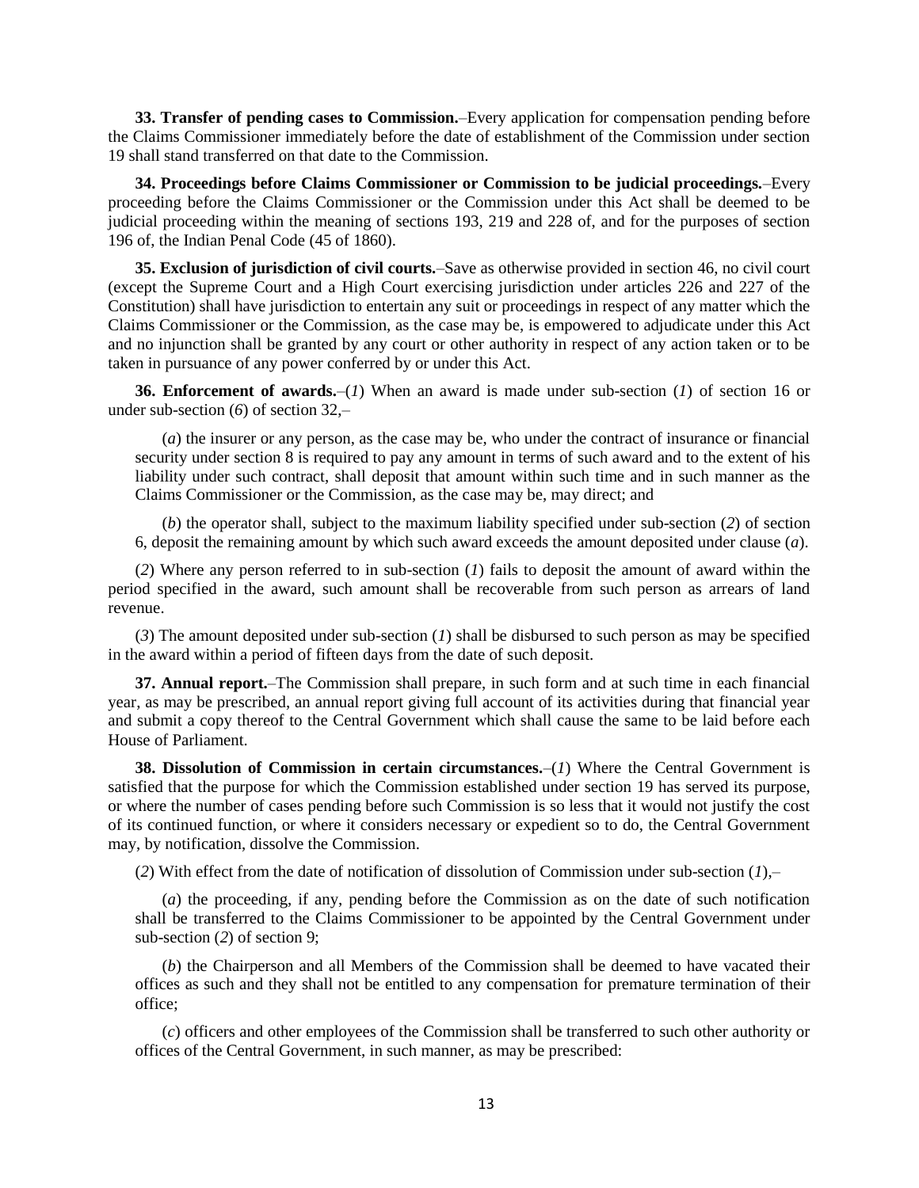**33. Transfer of pending cases to Commission.**–Every application for compensation pending before the Claims Commissioner immediately before the date of establishment of the Commission under section 19 shall stand transferred on that date to the Commission.

**34. Proceedings before Claims Commissioner or Commission to be judicial proceedings.**–Every proceeding before the Claims Commissioner or the Commission under this Act shall be deemed to be judicial proceeding within the meaning of sections 193, 219 and 228 of, and for the purposes of section 196 of, the Indian Penal Code (45 of 1860).

**35. Exclusion of jurisdiction of civil courts.**–Save as otherwise provided in section 46, no civil court (except the Supreme Court and a High Court exercising jurisdiction under articles 226 and 227 of the Constitution) shall have jurisdiction to entertain any suit or proceedings in respect of any matter which the Claims Commissioner or the Commission, as the case may be, is empowered to adjudicate under this Act and no injunction shall be granted by any court or other authority in respect of any action taken or to be taken in pursuance of any power conferred by or under this Act.

**36. Enforcement of awards.**–(*1*) When an award is made under sub-section (*1*) of section 16 or under sub-section (*6*) of section 32,–

(*a*) the insurer or any person, as the case may be, who under the contract of insurance or financial security under section 8 is required to pay any amount in terms of such award and to the extent of his liability under such contract, shall deposit that amount within such time and in such manner as the Claims Commissioner or the Commission, as the case may be, may direct; and

(*b*) the operator shall, subject to the maximum liability specified under sub-section (*2*) of section 6, deposit the remaining amount by which such award exceeds the amount deposited under clause (*a*).

(*2*) Where any person referred to in sub-section (*1*) fails to deposit the amount of award within the period specified in the award, such amount shall be recoverable from such person as arrears of land revenue.

(*3*) The amount deposited under sub-section (*1*) shall be disbursed to such person as may be specified in the award within a period of fifteen days from the date of such deposit.

**37. Annual report.**–The Commission shall prepare, in such form and at such time in each financial year, as may be prescribed, an annual report giving full account of its activities during that financial year and submit a copy thereof to the Central Government which shall cause the same to be laid before each House of Parliament.

**38. Dissolution of Commission in certain circumstances.**–(*1*) Where the Central Government is satisfied that the purpose for which the Commission established under section 19 has served its purpose, or where the number of cases pending before such Commission is so less that it would not justify the cost of its continued function, or where it considers necessary or expedient so to do, the Central Government may, by notification, dissolve the Commission.

(*2*) With effect from the date of notification of dissolution of Commission under sub-section (*1*),–

(*a*) the proceeding, if any, pending before the Commission as on the date of such notification shall be transferred to the Claims Commissioner to be appointed by the Central Government under sub-section (*2*) of section 9;

(*b*) the Chairperson and all Members of the Commission shall be deemed to have vacated their offices as such and they shall not be entitled to any compensation for premature termination of their office;

(*c*) officers and other employees of the Commission shall be transferred to such other authority or offices of the Central Government, in such manner, as may be prescribed: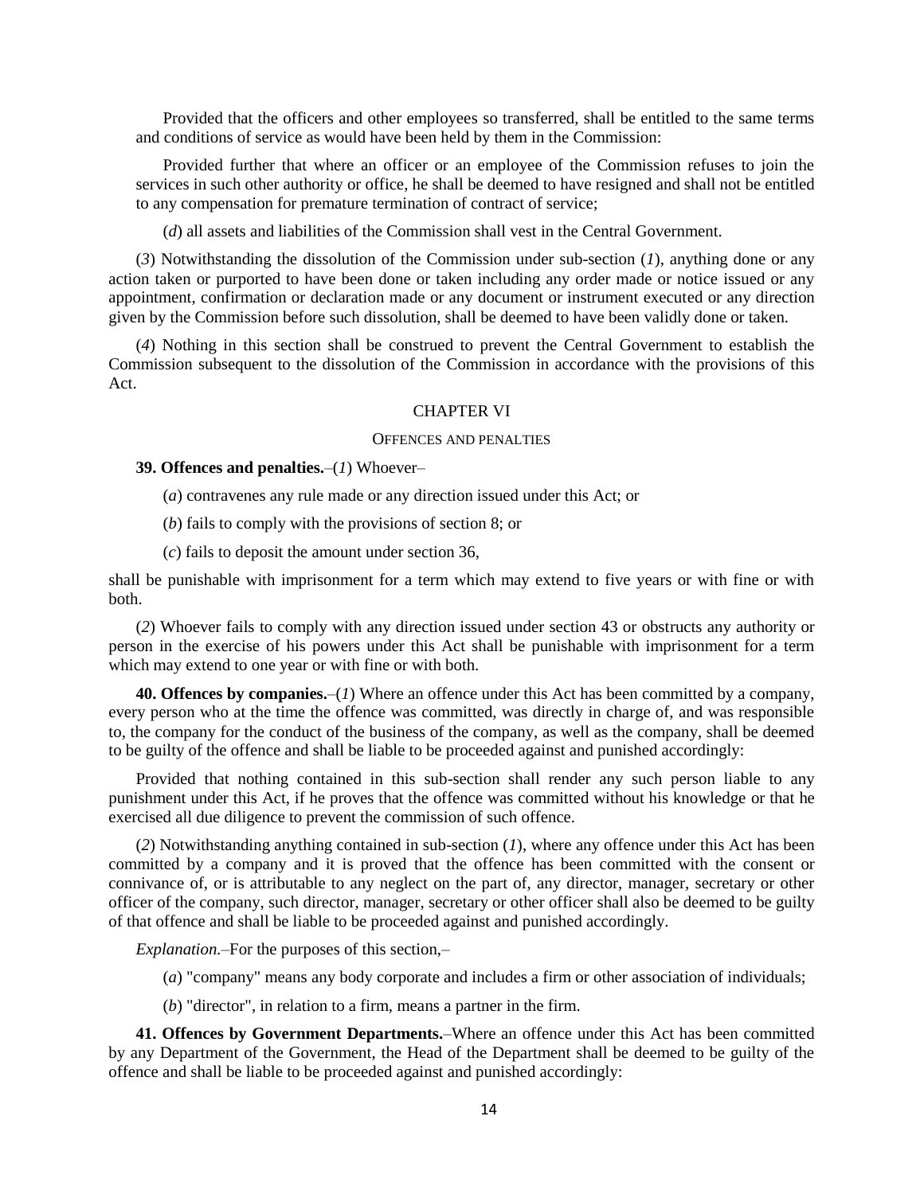Provided that the officers and other employees so transferred, shall be entitled to the same terms and conditions of service as would have been held by them in the Commission:

Provided further that where an officer or an employee of the Commission refuses to join the services in such other authority or office, he shall be deemed to have resigned and shall not be entitled to any compensation for premature termination of contract of service;

(*d*) all assets and liabilities of the Commission shall vest in the Central Government.

(*3*) Notwithstanding the dissolution of the Commission under sub-section (*1*), anything done or any action taken or purported to have been done or taken including any order made or notice issued or any appointment, confirmation or declaration made or any document or instrument executed or any direction given by the Commission before such dissolution, shall be deemed to have been validly done or taken.

(*4*) Nothing in this section shall be construed to prevent the Central Government to establish the Commission subsequent to the dissolution of the Commission in accordance with the provisions of this Act.

## CHAPTER VI

### OFFENCES AND PENALTIES

**39. Offences and penalties.**–(*1*) Whoever–

(*a*) contravenes any rule made or any direction issued under this Act; or

(*b*) fails to comply with the provisions of section 8; or

(*c*) fails to deposit the amount under section 36,

shall be punishable with imprisonment for a term which may extend to five years or with fine or with both.

(*2*) Whoever fails to comply with any direction issued under section 43 or obstructs any authority or person in the exercise of his powers under this Act shall be punishable with imprisonment for a term which may extend to one year or with fine or with both.

**40. Offences by companies.**–(*1*) Where an offence under this Act has been committed by a company, every person who at the time the offence was committed, was directly in charge of, and was responsible to, the company for the conduct of the business of the company, as well as the company, shall be deemed to be guilty of the offence and shall be liable to be proceeded against and punished accordingly:

Provided that nothing contained in this sub-section shall render any such person liable to any punishment under this Act, if he proves that the offence was committed without his knowledge or that he exercised all due diligence to prevent the commission of such offence.

(*2*) Notwithstanding anything contained in sub-section (*1*), where any offence under this Act has been committed by a company and it is proved that the offence has been committed with the consent or connivance of, or is attributable to any neglect on the part of, any director, manager, secretary or other officer of the company, such director, manager, secretary or other officer shall also be deemed to be guilty of that offence and shall be liable to be proceeded against and punished accordingly.

*Explanation.*–For the purposes of this section,–

(*a*) "company" means any body corporate and includes a firm or other association of individuals;

(*b*) "director", in relation to a firm, means a partner in the firm.

**41. Offences by Government Departments.**–Where an offence under this Act has been committed by any Department of the Government, the Head of the Department shall be deemed to be guilty of the offence and shall be liable to be proceeded against and punished accordingly: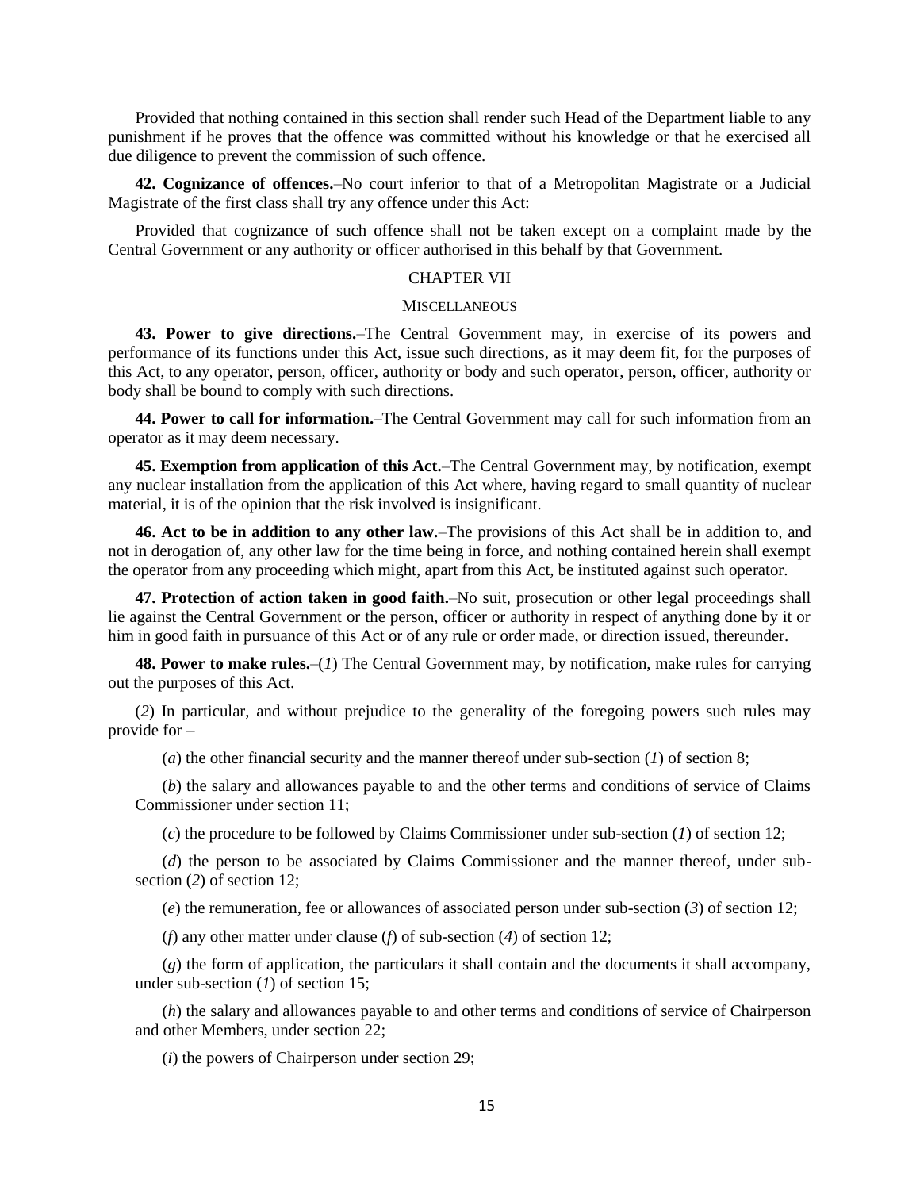Provided that nothing contained in this section shall render such Head of the Department liable to any punishment if he proves that the offence was committed without his knowledge or that he exercised all due diligence to prevent the commission of such offence.

**42. Cognizance of offences.**–No court inferior to that of a Metropolitan Magistrate or a Judicial Magistrate of the first class shall try any offence under this Act:

Provided that cognizance of such offence shall not be taken except on a complaint made by the Central Government or any authority or officer authorised in this behalf by that Government.

## CHAPTER VII

### MISCELLANEOUS

**43. Power to give directions.**–The Central Government may, in exercise of its powers and performance of its functions under this Act, issue such directions, as it may deem fit, for the purposes of this Act, to any operator, person, officer, authority or body and such operator, person, officer, authority or body shall be bound to comply with such directions.

**44. Power to call for information.**–The Central Government may call for such information from an operator as it may deem necessary.

**45. Exemption from application of this Act.**–The Central Government may, by notification, exempt any nuclear installation from the application of this Act where, having regard to small quantity of nuclear material, it is of the opinion that the risk involved is insignificant.

**46. Act to be in addition to any other law.**–The provisions of this Act shall be in addition to, and not in derogation of, any other law for the time being in force, and nothing contained herein shall exempt the operator from any proceeding which might, apart from this Act, be instituted against such operator.

**47. Protection of action taken in good faith.**–No suit, prosecution or other legal proceedings shall lie against the Central Government or the person, officer or authority in respect of anything done by it or him in good faith in pursuance of this Act or of any rule or order made, or direction issued, thereunder.

**48. Power to make rules.**–(*1*) The Central Government may, by notification, make rules for carrying out the purposes of this Act.

(*2*) In particular, and without prejudice to the generality of the foregoing powers such rules may provide for –

(*a*) the other financial security and the manner thereof under sub-section (*1*) of section 8;

(*b*) the salary and allowances payable to and the other terms and conditions of service of Claims Commissioner under section 11;

(*c*) the procedure to be followed by Claims Commissioner under sub-section (*1*) of section 12;

(*d*) the person to be associated by Claims Commissioner and the manner thereof, under sub-section (*2*) of section 12;

(*e*) the remuneration, fee or allowances of associated person under sub-section (*3*) of section 12;

(*f*) any other matter under clause (*f*) of sub-section (*4*) of section 12;

(*g*) the form of application, the particulars it shall contain and the documents it shall accompany, under sub-section (*1*) of section 15;

(*h*) the salary and allowances payable to and other terms and conditions of service of Chairperson and other Members, under section 22;

(*i*) the powers of Chairperson under section 29;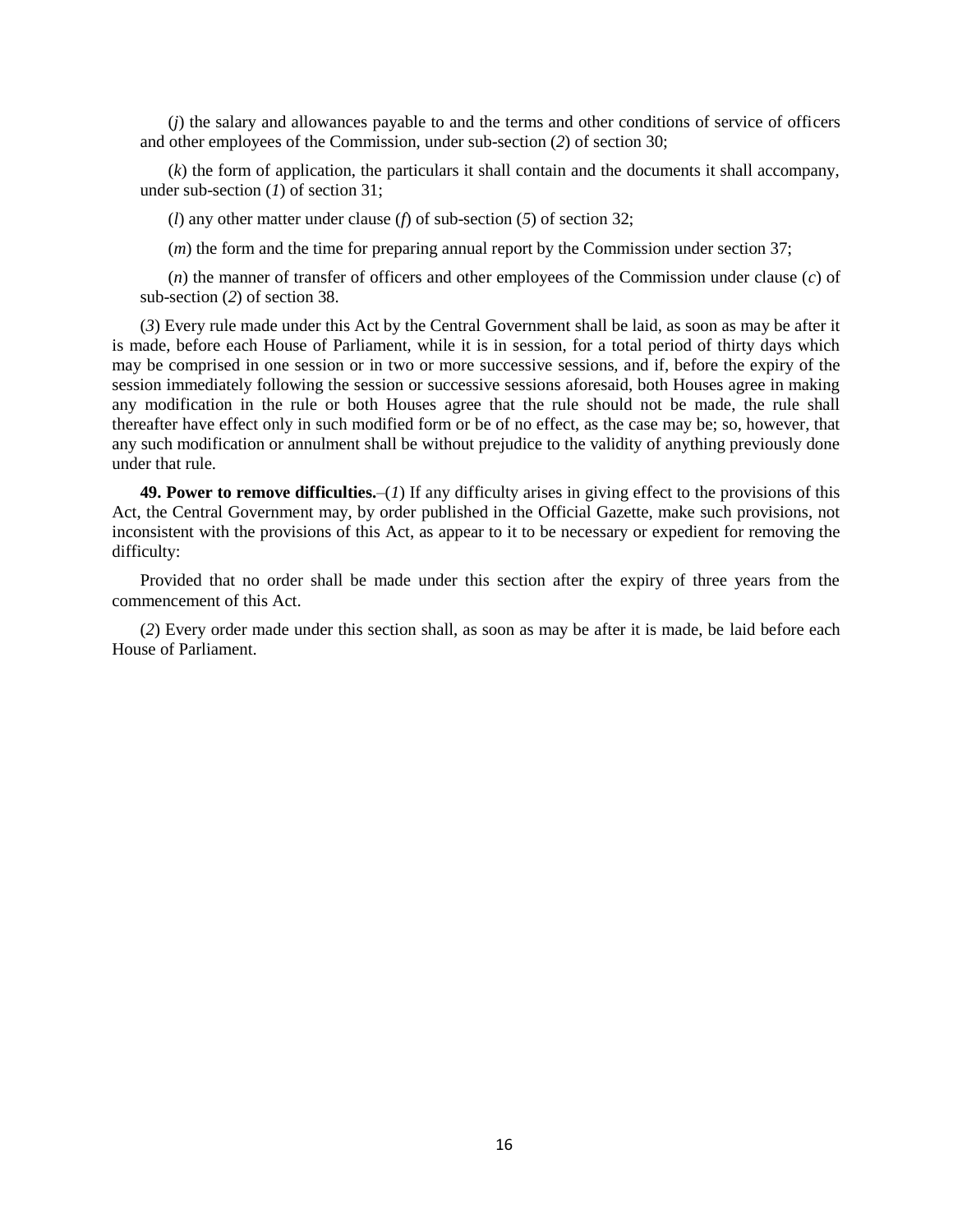(*j*) the salary and allowances payable to and the terms and other conditions of service of officers and other employees of the Commission, under sub-section (*2*) of section 30;

(*k*) the form of application, the particulars it shall contain and the documents it shall accompany, under sub-section (*1*) of section 31;

(*l*) any other matter under clause (*f*) of sub-section (*5*) of section 32;

(*m*) the form and the time for preparing annual report by the Commission under section 37;

(*n*) the manner of transfer of officers and other employees of the Commission under clause (*c*) of sub-section (*2*) of section 38.

(*3*) Every rule made under this Act by the Central Government shall be laid, as soon as may be after it is made, before each House of Parliament, while it is in session, for a total period of thirty days which may be comprised in one session or in two or more successive sessions, and if, before the expiry of the session immediately following the session or successive sessions aforesaid, both Houses agree in making any modification in the rule or both Houses agree that the rule should not be made, the rule shall thereafter have effect only in such modified form or be of no effect, as the case may be; so, however, that any such modification or annulment shall be without prejudice to the validity of anything previously done under that rule.

**49. Power to remove difficulties.**–(*1*) If any difficulty arises in giving effect to the provisions of this Act, the Central Government may, by order published in the Official Gazette, make such provisions, not inconsistent with the provisions of this Act, as appear to it to be necessary or expedient for removing the difficulty:

Provided that no order shall be made under this section after the expiry of three years from the commencement of this Act.

(*2*) Every order made under this section shall, as soon as may be after it is made, be laid before each House of Parliament.